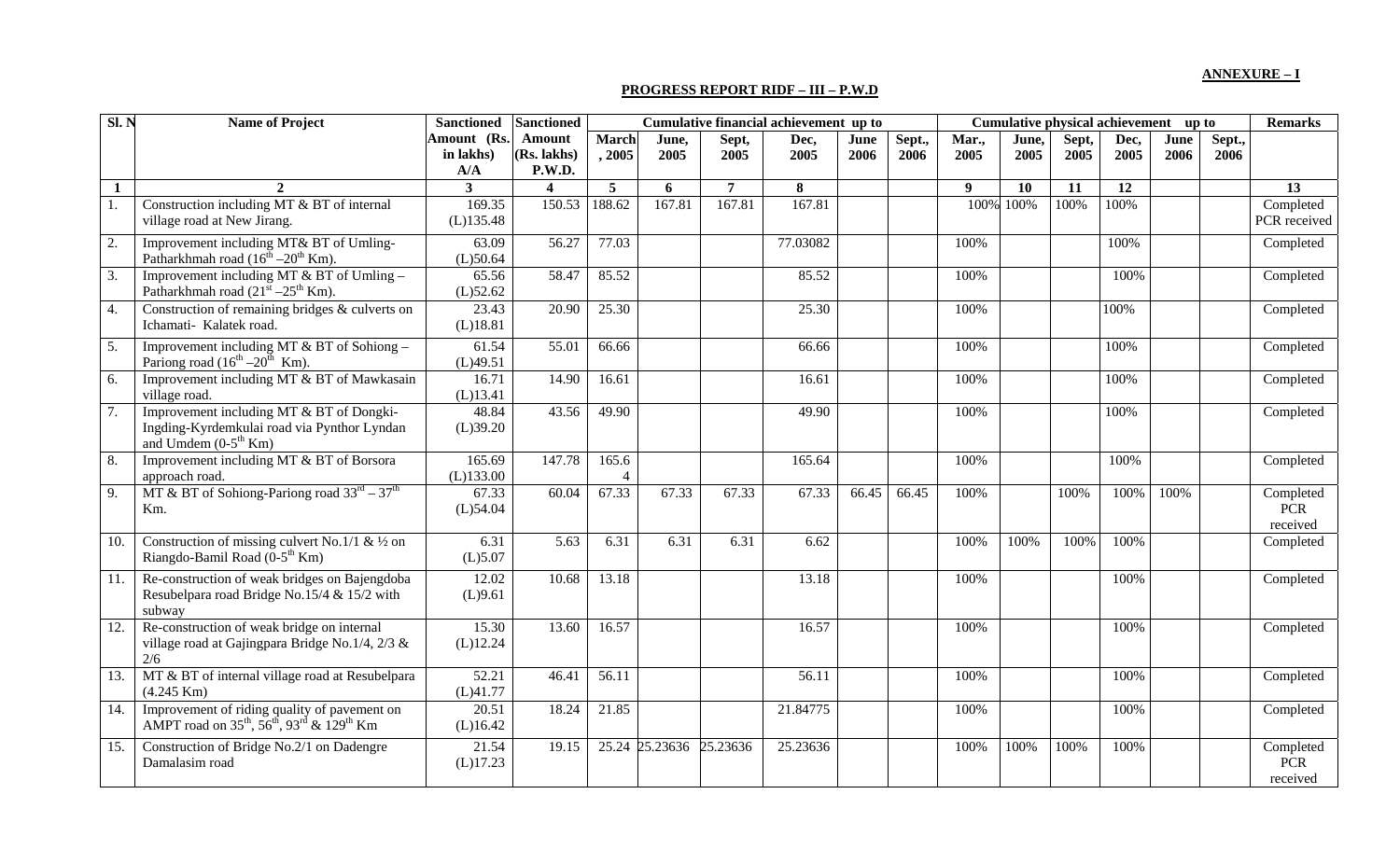**ANNEXURE – I**

**PROGRESS REPORT RIDF – III – P.W.D**

| Sl. N | Name of Project | Sanctioned Amount (Rs. in lakhs) A/A | Sanctioned Amount (Rs. lakhs) P.W.D. | Cumulative financial achievement up to | | | | | | Cumulative physical achievement up to | | | | | | Remarks |
|---|---|---|---|---|---|---|---|---|---|---|---|---|---|---|---|---|
| | | | | March, 2005 | June, 2005 | Sept, 2005 | Dec, 2005 | June 2006 | Sept., 2006 | Mar., 2005 | June, 2005 | Sept, 2005 | Dec, 2005 | June 2006 | Sept., 2006 | |
| 1 | 2 | 3 | 4 | 5 | 6 | 7 | 8 | | | 9 | 10 | 11 | 12 | | | 13 |
| 1. | Construction including MT & BT of internal village road at New Jirang. | 169.35 (L)135.48 | 150.53 | 188.62 | 167.81 | 167.81 | 167.81 | | | 100% | 100% | 100% | 100% | | | Completed PCR received |
| 2. | Improvement including MT& BT of Umling-Patharkhmah road ($16^{th}$ –$20^{th}$ Km). | 63.09 (L)50.64 | 56.27 | 77.03 | | | 77.03082 | | | 100% | | | 100% | | | Completed |
| 3. | Improvement including MT & BT of Umling – Patharkhmah road ($21^{st}$ –$25^{th}$ Km). | 65.56 (L)52.62 | 58.47 | 85.52 | | | 85.52 | | | 100% | | | 100% | | | Completed |
| 4. | Construction of remaining bridges & culverts on Ichamati- Kalatek road. | 23.43 (L)18.81 | 20.90 | 25.30 | | | 25.30 | | | 100% | | | 100% | | | Completed |
| 5. | Improvement including MT & BT of Sohiong – Pariong road ($16^{th}$ –$20^{th}$ Km). | 61.54 (L)49.51 | 55.01 | 66.66 | | | 66.66 | | | 100% | | | 100% | | | Completed |
| 6. | Improvement including MT & BT of Mawkasain village road. | 16.71 (L)13.41 | 14.90 | 16.61 | | | 16.61 | | | 100% | | | 100% | | | Completed |
| 7. | Improvement including MT & BT of Dongki-Ingding-Kyrdemkulai road via Pynthor Lyndan and Umdem (0-$5^{th}$ Km) | 48.84 (L)39.20 | 43.56 | 49.90 | | | 49.90 | | | 100% | | | 100% | | | Completed |
| 8. | Improvement including MT & BT of Borsora approach road. | 165.69 (L)133.00 | 147.78 | 165.64 | | | 165.64 | | | 100% | | | 100% | | | Completed |
| 9. | MT & BT of Sohiong-Pariong road $33^{rd}$ – $37^{th}$ Km. | 67.33 (L)54.04 | 60.04 | 67.33 | 67.33 | 67.33 | 67.33 | 66.45 | 66.45 | 100% | | 100% | 100% | 100% | | Completed PCR received |
| 10. | Construction of missing culvert No.1/1 & ½ on Riangdo-Bamil Road (0-$5^{th}$ Km) | 6.31 (L)5.07 | 5.63 | 6.31 | 6.31 | 6.31 | 6.62 | | | 100% | 100% | 100% | 100% | | | Completed |
| 11. | Re-construction of weak bridges on Bajengdoba Resubelpara road Bridge No.15/4 & 15/2 with subway | 12.02 (L)9.61 | 10.68 | 13.18 | | | 13.18 | | | 100% | | | 100% | | | Completed |
| 12. | Re-construction of weak bridge on internal village road at Gajingpara Bridge No.1/4, 2/3 & 2/6 | 15.30 (L)12.24 | 13.60 | 16.57 | | | 16.57 | | | 100% | | | 100% | | | Completed |
| 13. | MT & BT of internal village road at Resubelpara (4.245 Km) | 52.21 (L)41.77 | 46.41 | 56.11 | | | 56.11 | | | 100% | | | 100% | | | Completed |
| 14. | Improvement of riding quality of pavement on AMPT road on $35^{th}$, $56^{th}$, $93^{rd}$ & $129^{th}$ Km | 20.51 (L)16.42 | 18.24 | 21.85 | | | 21.84775 | | | 100% | | | 100% | | | Completed |
| 15. | Construction of Bridge No.2/1 on Dadengre Damalasim road | 21.54 (L)17.23 | 19.15 | 25.24 | 25.23636 | 25.23636 | 25.23636 | | | 100% | 100% | 100% | 100% | | | Completed PCR received |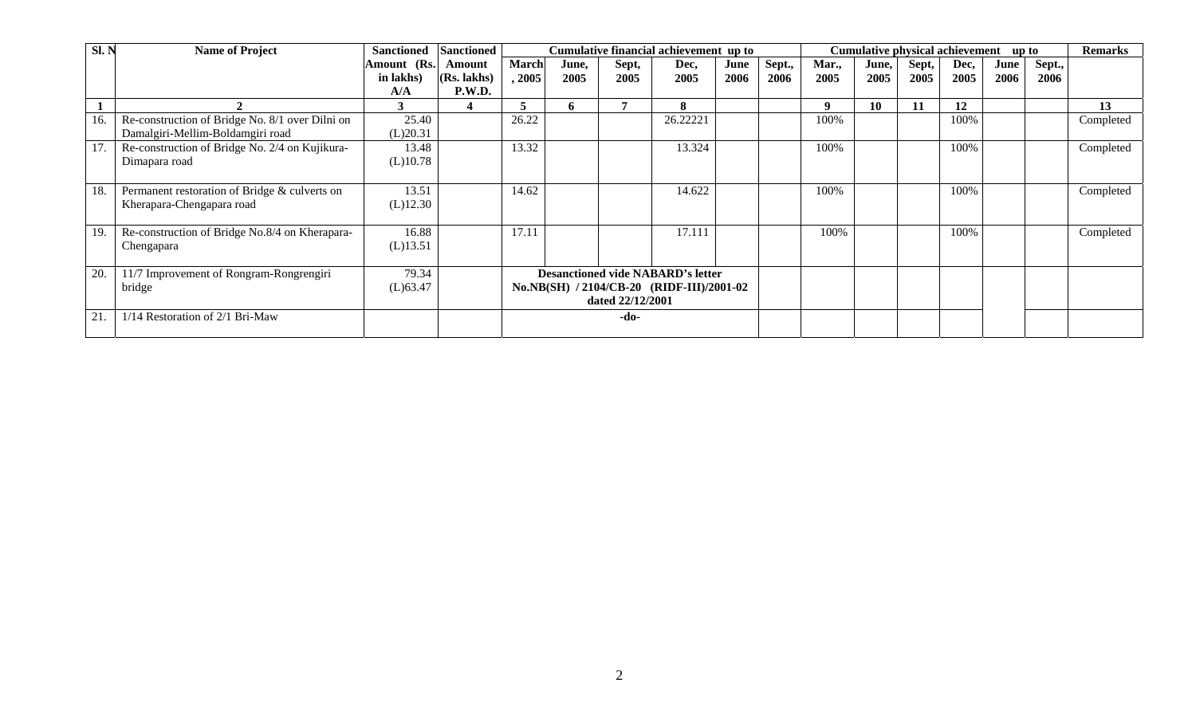| Sl. N | Name of Project | Sanctioned Amount (Rs. in lakhs) A/A | Sanctioned Amount (Rs. lakhs) P.W.D. | Cumulative financial achievement up to | | | | | | Cumulative physical achievement up to | | | | | | Remarks |
|---|---|---|---|---|---|---|---|---|---|---|---|---|---|---|---|---|
| | | | | March, 2005 | June, 2005 | Sept, 2005 | Dec, 2005 | June 2006 | Sept., 2006 | Mar., 2005 | June, 2005 | Sept, 2005 | Dec, 2005 | June 2006 | Sept., 2006 | |
| 1 | 2 | 3 | 4 | 5 | 6 | 7 | 8 | | | 9 | 10 | 11 | 12 | | | 13 |
| 16. | Re-construction of Bridge No. 8/1 over Dilni on Damalgiri-Mellim-Boldamgiri road | 25.40 (L)20.31 | | 26.22 | | | 26.22221 | | | 100% | | | 100% | | | Completed |
| 17. | Re-construction of Bridge No. 2/4 on Kujikura-Dimapara road | 13.48 (L)10.78 | | 13.32 | | | 13.324 | | | 100% | | | 100% | | | Completed |
| 18. | Permanent restoration of Bridge & culverts on Kherapara-Chengapara road | 13.51 (L)12.30 | | 14.62 | | | 14.622 | | | 100% | | | 100% | | | Completed |
| 19. | Re-construction of Bridge No.8/4 on Kherapara-Chengapara | 16.88 (L)13.51 | | 17.11 | | | 17.111 | | | 100% | | | 100% | | | Completed |
| 20. | 11/7 Improvement of Rongram-Rongrengiri bridge | 79.34 (L)63.47 | | Desanctioned vide NABARD's letter No.NB(SH) / 2104/CB-20 (RIDF-III)/2001-02 dated 22/12/2001 | | | | | | | | | | | | |
| 21. | 1/14 Restoration of 2/1 Bri-Maw | | | -do- | | | | | | | | | | | | |